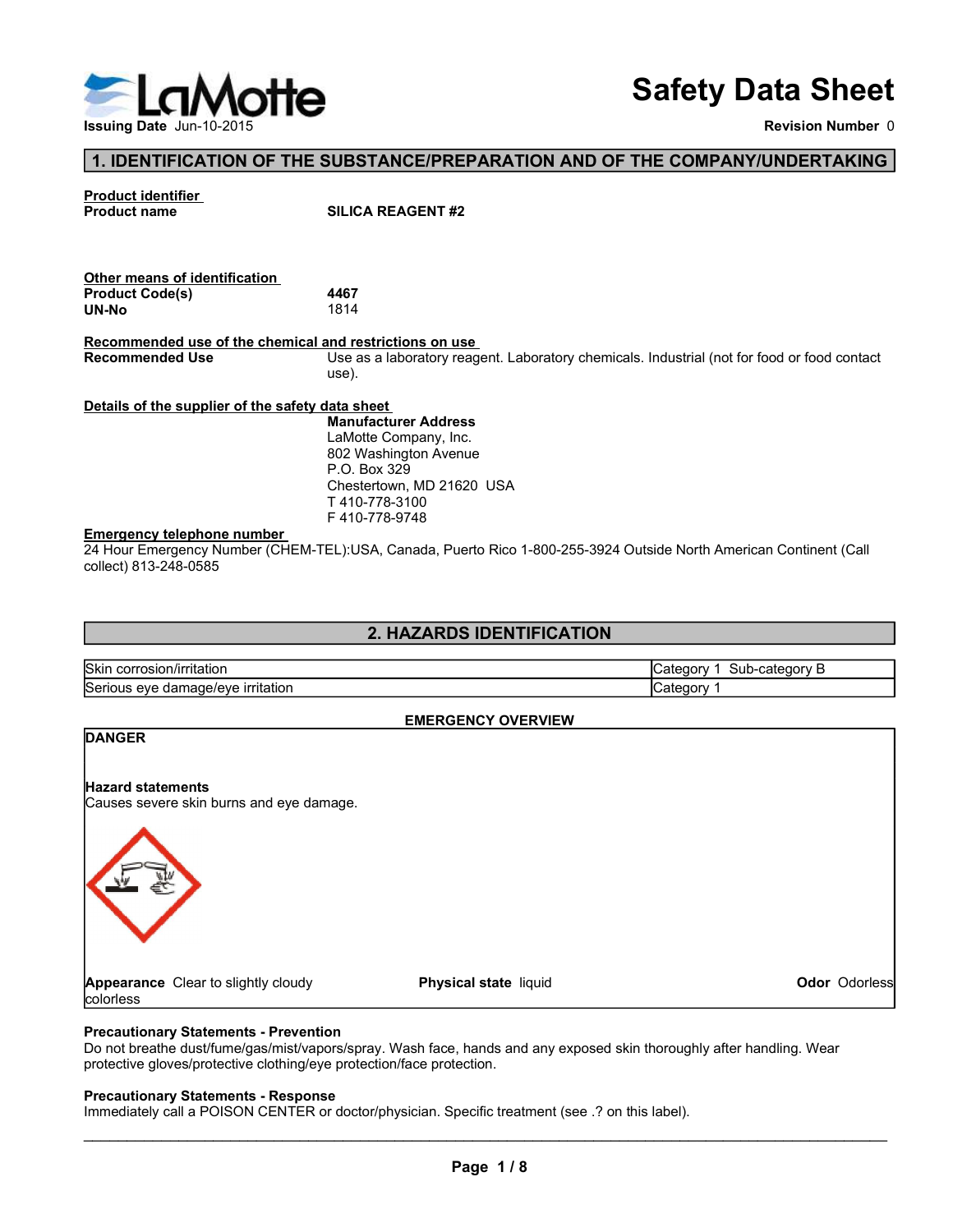# Safety Data Sheet

**Issuing Date** Jun-10-2015

**Revision Number** 0

## 1. IDENTIFICATION OF THE SUBSTANCE/PREPARATION AND OF THE COMPANY/UNDERTAKING

**Product identifier**

**Product name** **SILICA REAGENT #2**

**Other means of identification**

**Product Code(s)** **4467**

**UN-No** 1814

**Recommended use of the chemical and restrictions on use**

**Recommended Use** Use as a laboratory reagent. Laboratory chemicals. Industrial (not for food or food contact use).

**Details of the supplier of the safety data sheet**

**Manufacturer Address**
LaMotte Company, Inc.
802 Washington Avenue
P.O. Box 329
Chestertown, MD 21620 USA
T 410-778-3100
F 410-778-9748

**Emergency telephone number**

24 Hour Emergency Number (CHEM-TEL):USA, Canada, Puerto Rico 1-800-255-3924 Outside North American Continent (Call collect) 813-248-0585

## 2. HAZARDS IDENTIFICATION

| Hazard | Category |
|---|---|
| Skin corrosion/irritation | Category 1 Sub-category B |
| Serious eye damage/eye irritation | Category 1 |

**EMERGENCY OVERVIEW**

**DANGER**

**Hazard statements**

Causes severe skin burns and eye damage.

**Appearance** Clear to slightly cloudy colorless

**Physical state** liquid

**Odor** Odorless

**Precautionary Statements - Prevention**

Do not breathe dust/fume/gas/mist/vapors/spray. Wash face, hands and any exposed skin thoroughly after handling. Wear protective gloves/protective clothing/eye protection/face protection.

**Precautionary Statements - Response**

Immediately call a POISON CENTER or doctor/physician. Specific treatment (see .? on this label).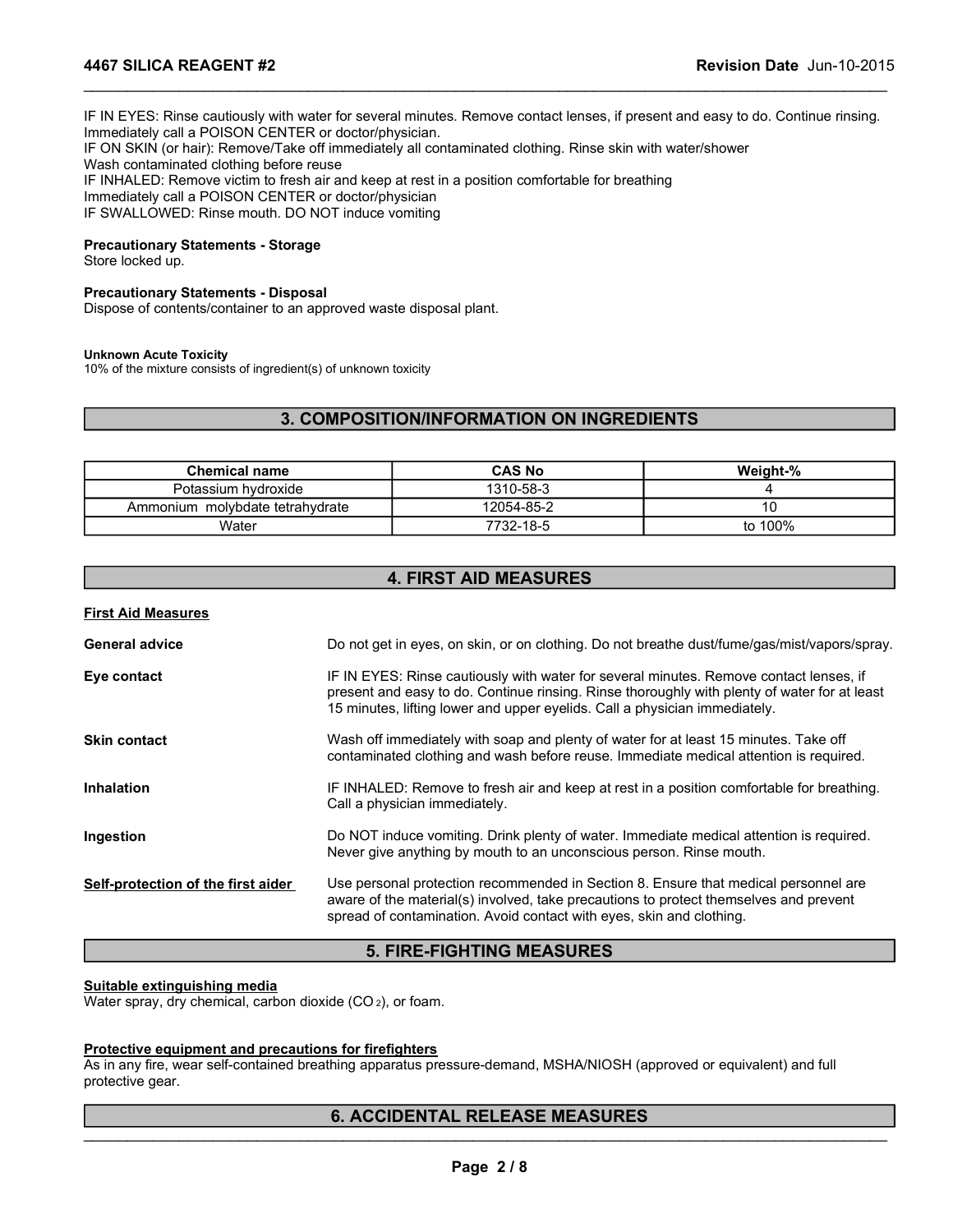IF IN EYES: Rinse cautiously with water for several minutes. Remove contact lenses, if present and easy to do. Continue rinsing. Immediately call a POISON CENTER or doctor/physician.
IF ON SKIN (or hair): Remove/Take off immediately all contaminated clothing. Rinse skin with water/shower
Wash contaminated clothing before reuse
IF INHALED: Remove victim to fresh air and keep at rest in a position comfortable for breathing
Immediately call a POISON CENTER or doctor/physician
IF SWALLOWED: Rinse mouth. DO NOT induce vomiting

**Precautionary Statements - Storage**
Store locked up.

**Precautionary Statements - Disposal**
Dispose of contents/container to an approved waste disposal plant.

**Unknown Acute Toxicity**
10% of the mixture consists of ingredient(s) of unknown toxicity

## 3. COMPOSITION/INFORMATION ON INGREDIENTS

| Chemical name | CAS No | Weight-% |
|---|---|---|
| Potassium hydroxide | 1310-58-3 | 4 |
| Ammonium molybdate tetrahydrate | 12054-85-2 | 10 |
| Water | 7732-18-5 | to 100% |

## 4. FIRST AID MEASURES

**First Aid Measures**

**General advice** Do not get in eyes, on skin, or on clothing. Do not breathe dust/fume/gas/mist/vapors/spray.

**Eye contact** IF IN EYES: Rinse cautiously with water for several minutes. Remove contact lenses, if present and easy to do. Continue rinsing. Rinse thoroughly with plenty of water for at least 15 minutes, lifting lower and upper eyelids. Call a physician immediately.

**Skin contact** Wash off immediately with soap and plenty of water for at least 15 minutes. Take off contaminated clothing and wash before reuse. Immediate medical attention is required.

**Inhalation** IF INHALED: Remove to fresh air and keep at rest in a position comfortable for breathing. Call a physician immediately.

**Ingestion** Do NOT induce vomiting. Drink plenty of water. Immediate medical attention is required. Never give anything by mouth to an unconscious person. Rinse mouth.

**Self-protection of the first aider** Use personal protection recommended in Section 8. Ensure that medical personnel are aware of the material(s) involved, take precautions to protect themselves and prevent spread of contamination. Avoid contact with eyes, skin and clothing.

## 5. FIRE-FIGHTING MEASURES

**Suitable extinguishing media**
Water spray, dry chemical, carbon dioxide ($CO_2$), or foam.

**Protective equipment and precautions for firefighters**
As in any fire, wear self-contained breathing apparatus pressure-demand, MSHA/NIOSH (approved or equivalent) and full protective gear.

## 6. ACCIDENTAL RELEASE MEASURES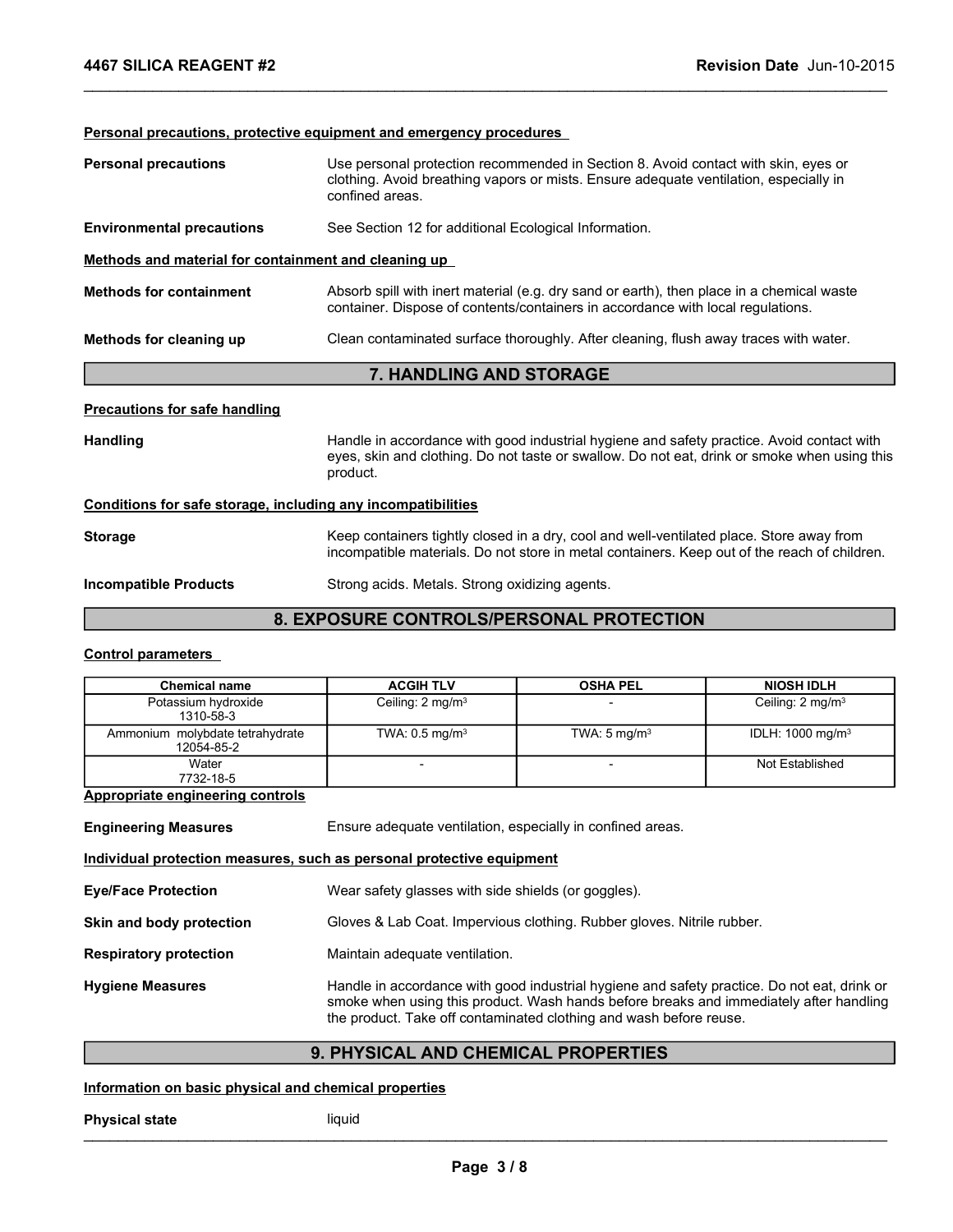**Personal precautions, protective equipment and emergency procedures**

**Personal precautions** Use personal protection recommended in Section 8. Avoid contact with skin, eyes or clothing. Avoid breathing vapors or mists. Ensure adequate ventilation, especially in confined areas.

**Environmental precautions** See Section 12 for additional Ecological Information.

**Methods and material for containment and cleaning up**

**Methods for containment** Absorb spill with inert material (e.g. dry sand or earth), then place in a chemical waste container. Dispose of contents/containers in accordance with local regulations.

**Methods for cleaning up** Clean contaminated surface thoroughly. After cleaning, flush away traces with water.

## 7. HANDLING AND STORAGE

**Precautions for safe handling**

**Handling** Handle in accordance with good industrial hygiene and safety practice. Avoid contact with eyes, skin and clothing. Do not taste or swallow. Do not eat, drink or smoke when using this product.

**Conditions for safe storage, including any incompatibilities**

**Storage** Keep containers tightly closed in a dry, cool and well-ventilated place. Store away from incompatible materials. Do not store in metal containers. Keep out of the reach of children.

**Incompatible Products** Strong acids. Metals. Strong oxidizing agents.

## 8. EXPOSURE CONTROLS/PERSONAL PROTECTION

**Control parameters**

| Chemical name | ACGIH TLV | OSHA PEL | NIOSH IDLH |
|---|---|---|---|
| Potassium hydroxide 1310-58-3 | Ceiling: 2 mg/m$^3$ | - | Ceiling: 2 mg/m$^3$ |
| Ammonium molybdate tetrahydrate 12054-85-2 | TWA: 0.5 mg/m$^3$ | TWA: 5 mg/m$^3$ | IDLH: 1000 mg/m$^3$ |
| Water 7732-18-5 | - | - | Not Established |

**Appropriate engineering controls**

**Engineering Measures** Ensure adequate ventilation, especially in confined areas.

**Individual protection measures, such as personal protective equipment**

**Eye/Face Protection** Wear safety glasses with side shields (or goggles).

**Skin and body protection** Gloves & Lab Coat. Impervious clothing. Rubber gloves. Nitrile rubber.

**Respiratory protection** Maintain adequate ventilation.

**Hygiene Measures** Handle in accordance with good industrial hygiene and safety practice. Do not eat, drink or smoke when using this product. Wash hands before breaks and immediately after handling the product. Take off contaminated clothing and wash before reuse.

## 9. PHYSICAL AND CHEMICAL PROPERTIES

**Information on basic physical and chemical properties**

**Physical state** liquid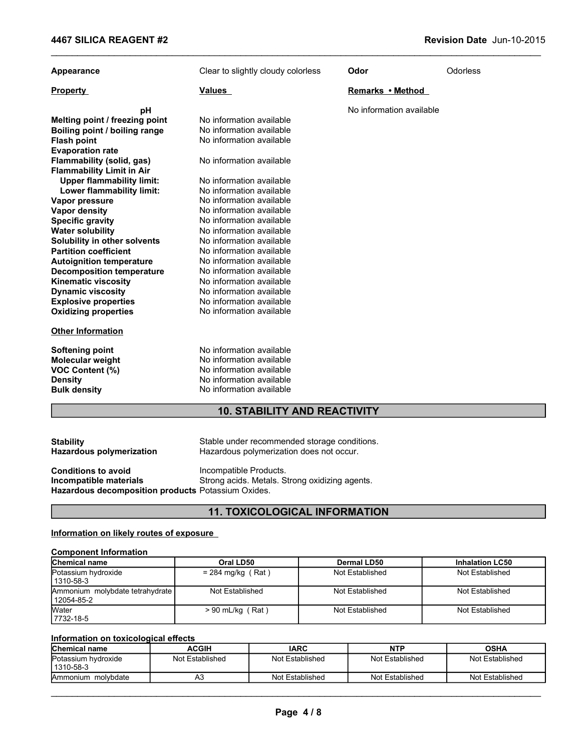| | | | |
|---|---|---|---|
| **Appearance** | Clear to slightly cloudy colorless | **Odor** | Odorless |

| **Property** | **Values** | **Remarks • Method** |
|---|---|---|
| **pH** | | No information available |
| **Melting point / freezing point** | No information available | |
| **Boiling point / boiling range** | No information available | |
| **Flash point** | No information available | |
| **Evaporation rate** | | |
| **Flammability (solid, gas)** | No information available | |
| **Flammability Limit in Air** | | |
| **Upper flammability limit:** | No information available | |
| **Lower flammability limit:** | No information available | |
| **Vapor pressure** | No information available | |
| **Vapor density** | No information available | |
| **Specific gravity** | No information available | |
| **Water solubility** | No information available | |
| **Solubility in other solvents** | No information available | |
| **Partition coefficient** | No information available | |
| **Autoignition temperature** | No information available | |
| **Decomposition temperature** | No information available | |
| **Kinematic viscosity** | No information available | |
| **Dynamic viscosity** | No information available | |
| **Explosive properties** | No information available | |
| **Oxidizing properties** | No information available | |

**Other Information**

| | |
|---|---|
| **Softening point** | No information available |
| **Molecular weight** | No information available |
| **VOC Content (%)** | No information available |
| **Density** | No information available |
| **Bulk density** | No information available |

## 10. STABILITY AND REACTIVITY

**Stability** Stable under recommended storage conditions.
**Hazardous polymerization** Hazardous polymerization does not occur.

**Conditions to avoid** Incompatible Products.
**Incompatible materials** Strong acids. Metals. Strong oxidizing agents.
**Hazardous decomposition products** Potassium Oxides.

## 11. TOXICOLOGICAL INFORMATION

**Information on likely routes of exposure**

**Component Information**

| Chemical name | Oral LD50 | Dermal LD50 | Inhalation LC50 |
|---|---|---|---|
| Potassium hydroxide 1310-58-3 | = 284 mg/kg ( Rat ) | Not Established | Not Established |
| Ammonium molybdate tetrahydrate 12054-85-2 | Not Established | Not Established | Not Established |
| Water 7732-18-5 | > 90 mL/kg ( Rat ) | Not Established | Not Established |

**Information on toxicological effects**

| Chemical name | ACGIH | IARC | NTP | OSHA |
|---|---|---|---|---|
| Potassium hydroxide 1310-58-3 | Not Established | Not Established | Not Established | Not Established |
| Ammonium molybdate | A3 | Not Established | Not Established | Not Established |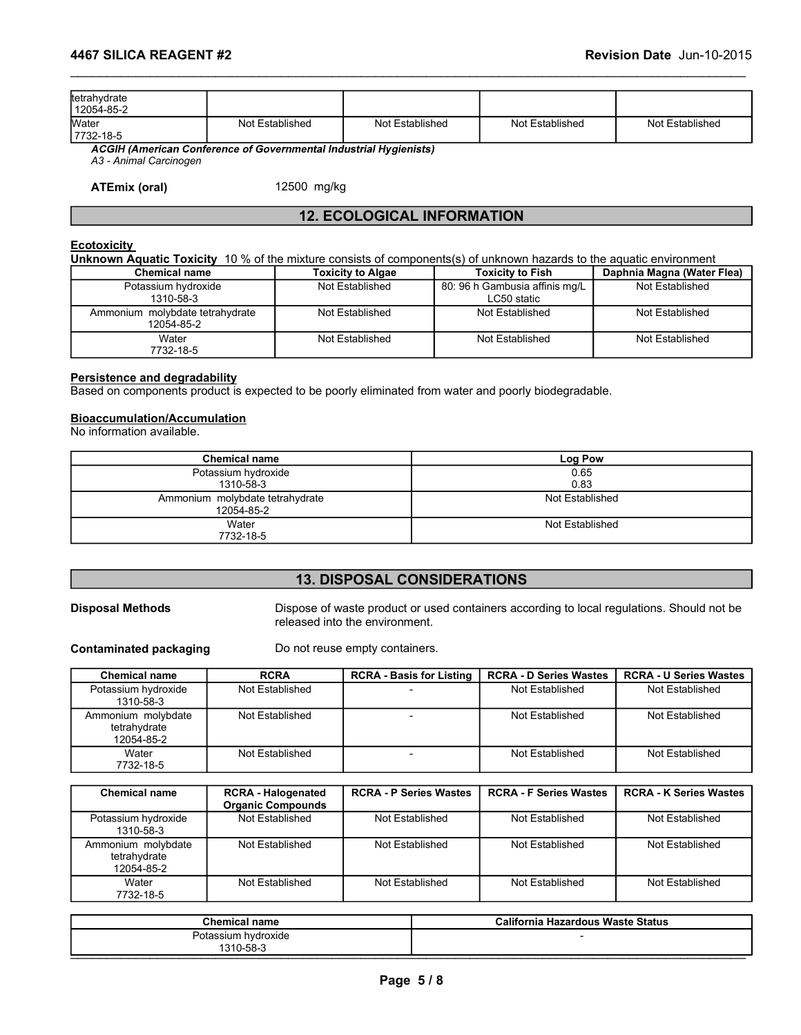| tetrahydrate 12054-85-2 | | | | |
|---|---|---|---|---|
| Water 7732-18-5 | Not Established | Not Established | Not Established | Not Established |

***ACGIH (American Conference of Governmental Industrial Hygienists)***
*A3 - Animal Carcinogen*

**ATEmix (oral)** 12500 mg/kg

## 12. ECOLOGICAL INFORMATION

**Ecotoxicity**

**Unknown Aquatic Toxicity** 10 % of the mixture consists of components(s) of unknown hazards to the aquatic environment

| Chemical name | Toxicity to Algae | Toxicity to Fish | Daphnia Magna (Water Flea) |
|---|---|---|---|
| Potassium hydroxide 1310-58-3 | Not Established | 80: 96 h Gambusia affinis mg/L LC50 static | Not Established |
| Ammonium molybdate tetrahydrate 12054-85-2 | Not Established | Not Established | Not Established |
| Water 7732-18-5 | Not Established | Not Established | Not Established |

**Persistence and degradability**
Based on components product is expected to be poorly eliminated from water and poorly biodegradable.

**Bioaccumulation/Accumulation**
No information available.

| Chemical name | Log Pow |
|---|---|
| Potassium hydroxide 1310-58-3 | 0.65 0.83 |
| Ammonium molybdate tetrahydrate 12054-85-2 | Not Established |
| Water 7732-18-5 | Not Established |

## 13. DISPOSAL CONSIDERATIONS

**Disposal Methods** Dispose of waste product or used containers according to local regulations. Should not be released into the environment.

**Contaminated packaging** Do not reuse empty containers.

| Chemical name | RCRA | RCRA - Basis for Listing | RCRA - D Series Wastes | RCRA - U Series Wastes |
|---|---|---|---|---|
| Potassium hydroxide 1310-58-3 | Not Established | - | Not Established | Not Established |
| Ammonium molybdate tetrahydrate 12054-85-2 | Not Established | - | Not Established | Not Established |
| Water 7732-18-5 | Not Established | - | Not Established | Not Established |

| Chemical name | RCRA - Halogenated Organic Compounds | RCRA - P Series Wastes | RCRA - F Series Wastes | RCRA - K Series Wastes |
|---|---|---|---|---|
| Potassium hydroxide 1310-58-3 | Not Established | Not Established | Not Established | Not Established |
| Ammonium molybdate tetrahydrate 12054-85-2 | Not Established | Not Established | Not Established | Not Established |
| Water 7732-18-5 | Not Established | Not Established | Not Established | Not Established |

| Chemical name | California Hazardous Waste Status |
|---|---|
| Potassium hydroxide 1310-58-3 | - |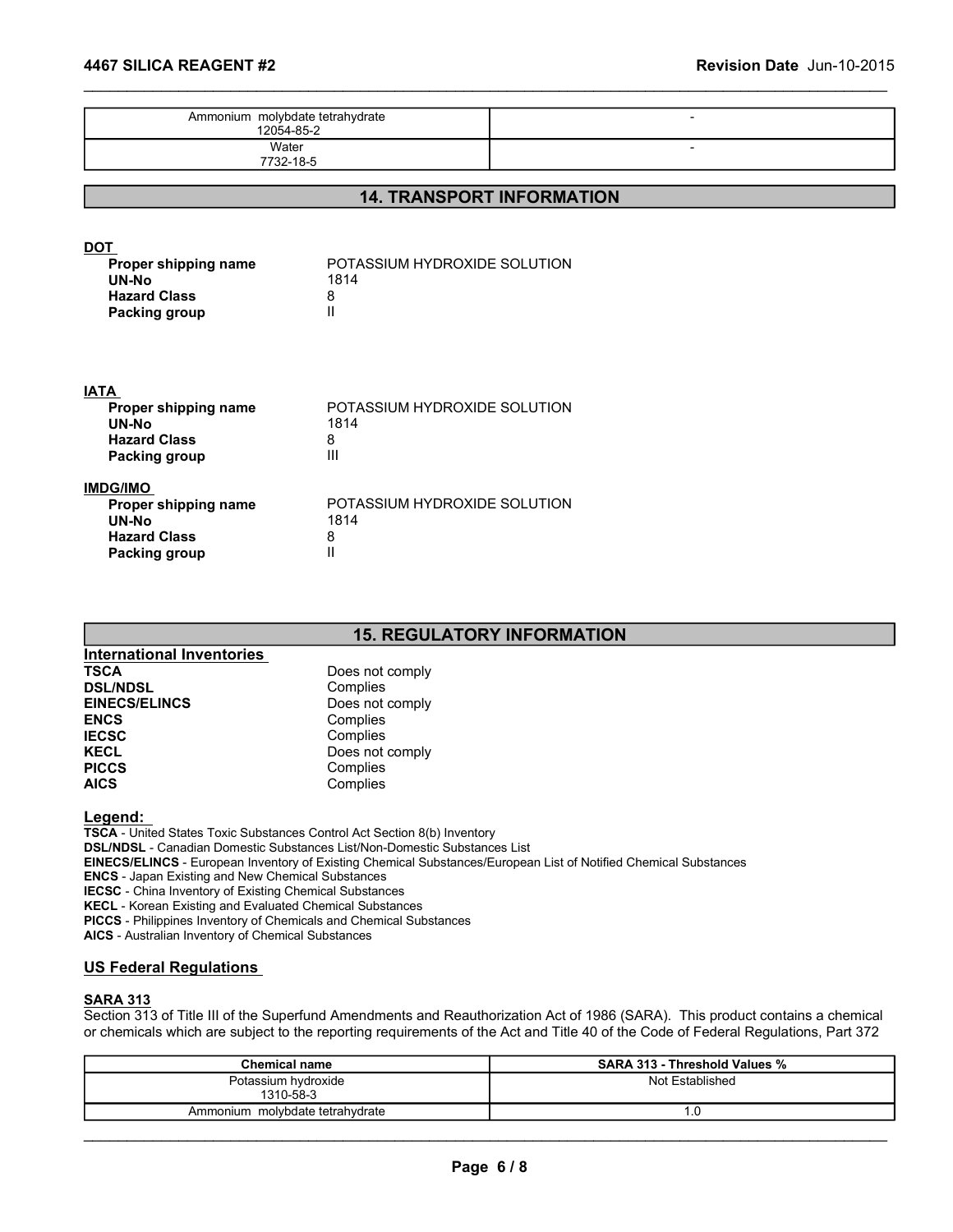| Ammonium molybdate tetrahydrate 12054-85-2 | - |
|---|---|
| Water 7732-18-5 | - |

## 14. TRANSPORT INFORMATION

**DOT**

| | |
|---|---|
| **Proper shipping name** | POTASSIUM HYDROXIDE SOLUTION |
| **UN-No** | 1814 |
| **Hazard Class** | 8 |
| **Packing group** | II |

**IATA**

| | |
|---|---|
| **Proper shipping name** | POTASSIUM HYDROXIDE SOLUTION |
| **UN-No** | 1814 |
| **Hazard Class** | 8 |
| **Packing group** | III |

**IMDG/IMO**

| | |
|---|---|
| **Proper shipping name** | POTASSIUM HYDROXIDE SOLUTION |
| **UN-No** | 1814 |
| **Hazard Class** | 8 |
| **Packing group** | II |

## 15. REGULATORY INFORMATION

**International Inventories**

| | |
|---|---|
| **TSCA** | Does not comply |
| **DSL/NDSL** | Complies |
| **EINECS/ELINCS** | Does not comply |
| **ENCS** | Complies |
| **IECSC** | Complies |
| **KECL** | Does not comply |
| **PICCS** | Complies |
| **AICS** | Complies |

**Legend:**

**TSCA** - United States Toxic Substances Control Act Section 8(b) Inventory
**DSL/NDSL** - Canadian Domestic Substances List/Non-Domestic Substances List
**EINECS/ELINCS** - European Inventory of Existing Chemical Substances/European List of Notified Chemical Substances
**ENCS** - Japan Existing and New Chemical Substances
**IECSC** - China Inventory of Existing Chemical Substances
**KECL** - Korean Existing and Evaluated Chemical Substances
**PICCS** - Philippines Inventory of Chemicals and Chemical Substances
**AICS** - Australian Inventory of Chemical Substances

**US Federal Regulations**

**SARA 313**

Section 313 of Title III of the Superfund Amendments and Reauthorization Act of 1986 (SARA). This product contains a chemical or chemicals which are subject to the reporting requirements of the Act and Title 40 of the Code of Federal Regulations, Part 372

| Chemical name | SARA 313 - Threshold Values % |
|---|---|
| Potassium hydroxide 1310-58-3 | Not Established |
| Ammonium molybdate tetrahydrate | 1.0 |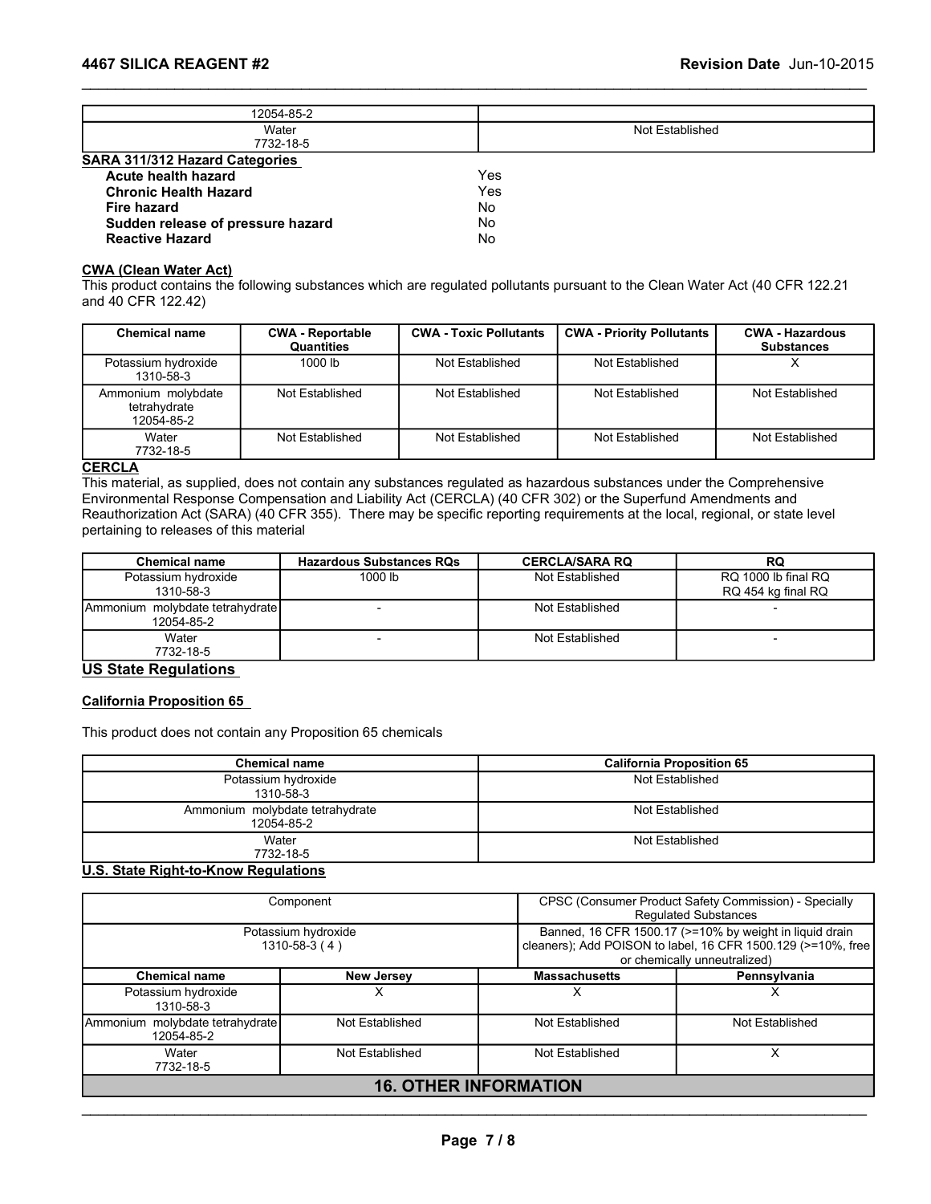| 12054-85-2 | |
| --- | --- |
| Water<br>7732-18-5 | Not Established |

**SARA 311/312 Hazard Categories**

| | |
| --- | --- |
| **Acute health hazard** | Yes |
| **Chronic Health Hazard** | Yes |
| **Fire hazard** | No |
| **Sudden release of pressure hazard** | No |
| **Reactive Hazard** | No |

**CWA (Clean Water Act)**

This product contains the following substances which are regulated pollutants pursuant to the Clean Water Act (40 CFR 122.21 and 40 CFR 122.42)

| Chemical name | CWA - Reportable Quantities | CWA - Toxic Pollutants | CWA - Priority Pollutants | CWA - Hazardous Substances |
| --- | --- | --- | --- | --- |
| Potassium hydroxide<br>1310-58-3 | 1000 lb | Not Established | Not Established | X |
| Ammonium molybdate tetrahydrate<br>12054-85-2 | Not Established | Not Established | Not Established | Not Established |
| Water<br>7732-18-5 | Not Established | Not Established | Not Established | Not Established |

**CERCLA**

This material, as supplied, does not contain any substances regulated as hazardous substances under the Comprehensive Environmental Response Compensation and Liability Act (CERCLA) (40 CFR 302) or the Superfund Amendments and Reauthorization Act (SARA) (40 CFR 355). There may be specific reporting requirements at the local, regional, or state level pertaining to releases of this material

| Chemical name | Hazardous Substances RQs | CERCLA/SARA RQ | RQ |
| --- | --- | --- | --- |
| Potassium hydroxide<br>1310-58-3 | 1000 lb | Not Established | RQ 1000 lb final RQ<br>RQ 454 kg final RQ |
| Ammonium molybdate tetrahydrate<br>12054-85-2 | - | Not Established | - |
| Water<br>7732-18-5 | - | Not Established | - |

## US State Regulations

**California Proposition 65**

This product does not contain any Proposition 65 chemicals

| Chemical name | California Proposition 65 |
| --- | --- |
| Potassium hydroxide<br>1310-58-3 | Not Established |
| Ammonium molybdate tetrahydrate<br>12054-85-2 | Not Established |
| Water<br>7732-18-5 | Not Established |

**U.S. State Right-to-Know Regulations**

| Component | CPSC (Consumer Product Safety Commission) - Specially Regulated Substances |
| --- | --- |
| Potassium hydroxide<br>1310-58-3 ( 4 ) | Banned, 16 CFR 1500.17 (>=10% by weight in liquid drain cleaners); Add POISON to label, 16 CFR 1500.129 (>=10%, free or chemically unneutralized) |

| Chemical name | New Jersey | Massachusetts | Pennsylvania |
| --- | --- | --- | --- |
| Potassium hydroxide<br>1310-58-3 | X | X | X |
| Ammonium molybdate tetrahydrate<br>12054-85-2 | Not Established | Not Established | Not Established |
| Water<br>7732-18-5 | Not Established | Not Established | X |

## 16. OTHER INFORMATION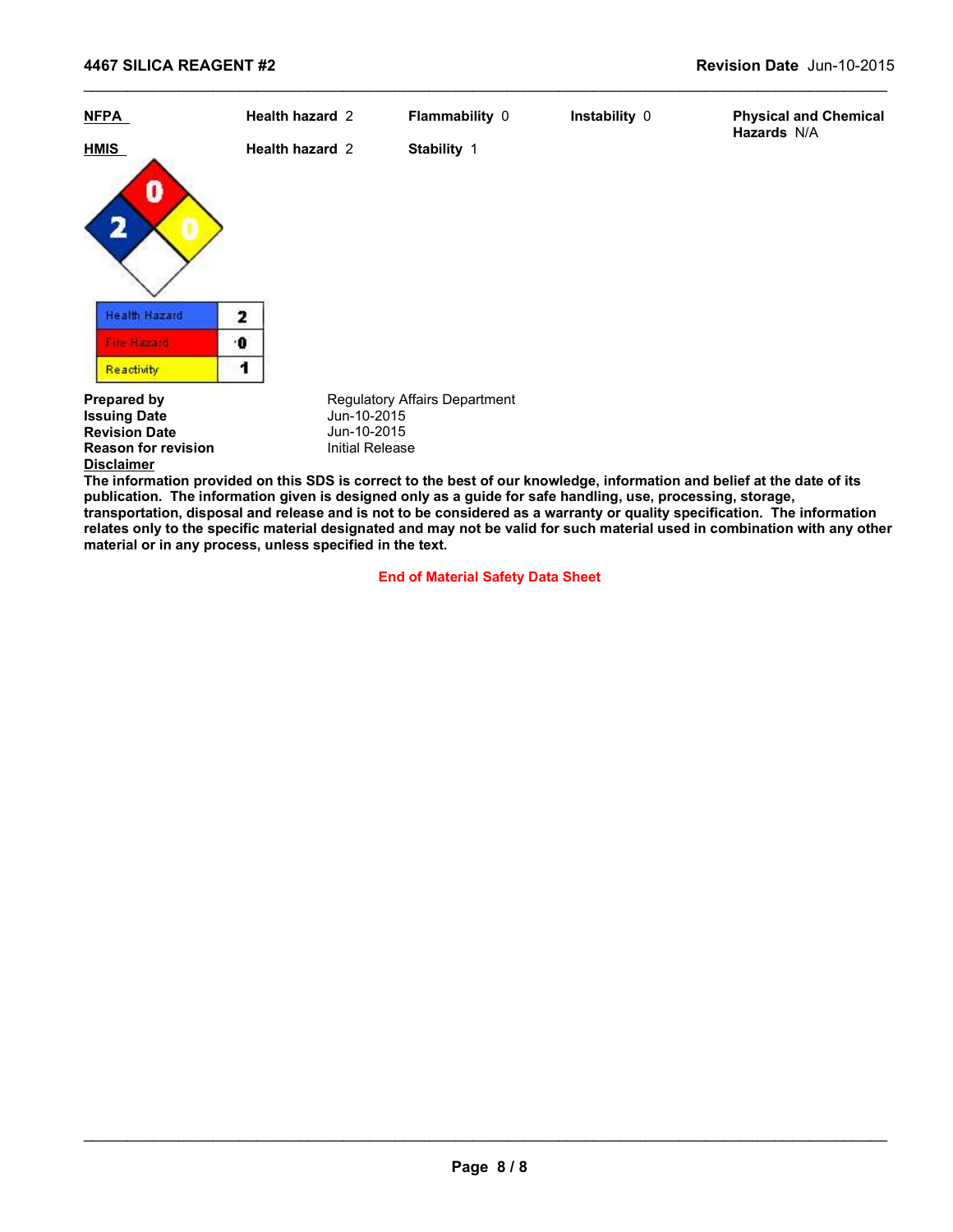**NFPA** | **Health hazard** 2 | **Flammability** 0 | **Instability** 0 | **Physical and Chemical Hazards** N/A

**HMIS** | **Health hazard** 2 | **Stability** 1

| | |
|---|---|
| Health Hazard | 2 |
| Fire Hazard | 0 |
| Reactivity | 1 |

| | |
|---|---|
| **Prepared by** | Regulatory Affairs Department |
| **Issuing Date** | Jun-10-2015 |
| **Revision Date** | Jun-10-2015 |
| **Reason for revision** | Initial Release |

**Disclaimer**

**The information provided on this SDS is correct to the best of our knowledge, information and belief at the date of its publication. The information given is designed only as a guide for safe handling, use, processing, storage, transportation, disposal and release and is not to be considered as a warranty or quality specification. The information relates only to the specific material designated and may not be valid for such material used in combination with any other material or in any process, unless specified in the text.**

**End of Material Safety Data Sheet**